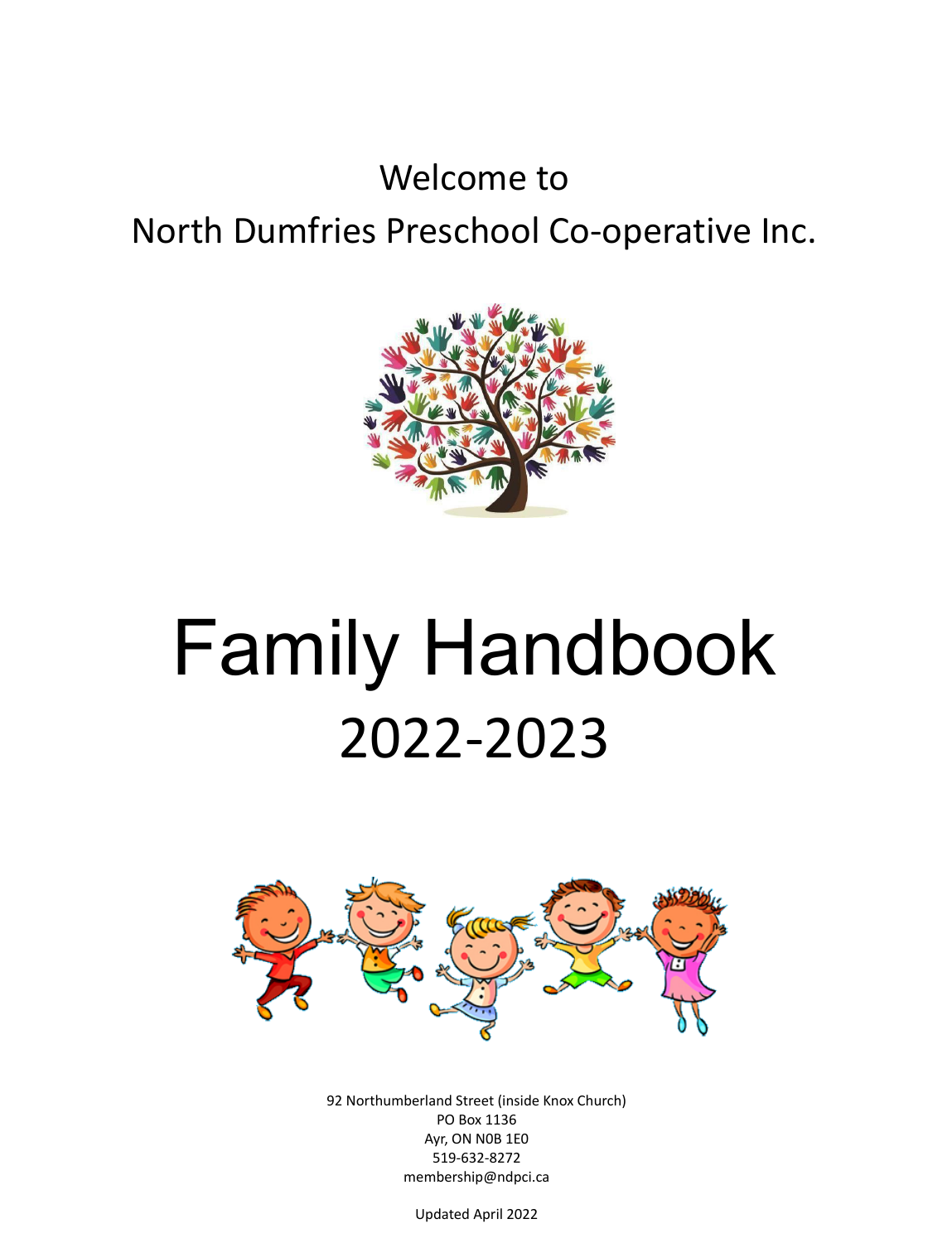Welcome to

North Dumfries Preschool Co-operative Inc.

# Family Handbook

## 2022-2023

92 Northumberland Street (inside Knox Church)
PO Box 1136
Ayr, ON N0B 1E0
519-632-8272
membership@ndpci.ca

Updated April 2022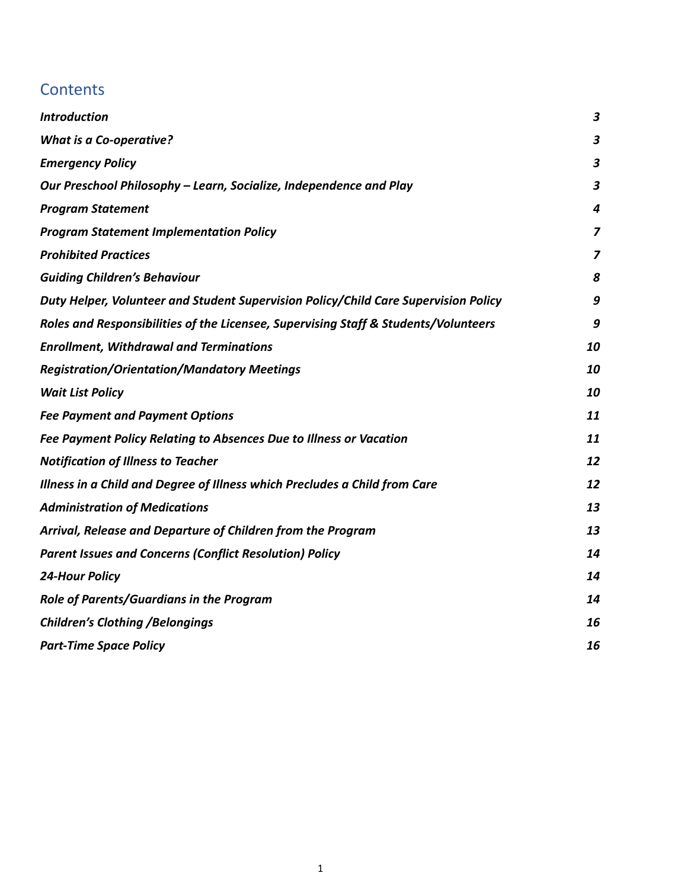## Contents

| | |
|---|---|
| ***Introduction*** | ***3*** |
| ***What is a Co-operative?*** | ***3*** |
| ***Emergency Policy*** | ***3*** |
| ***Our Preschool Philosophy – Learn, Socialize, Independence and Play*** | ***3*** |
| ***Program Statement*** | ***4*** |
| ***Program Statement Implementation Policy*** | ***7*** |
| ***Prohibited Practices*** | ***7*** |
| ***Guiding Children's Behaviour*** | ***8*** |
| ***Duty Helper, Volunteer and Student Supervision Policy/Child Care Supervision Policy*** | ***9*** |
| ***Roles and Responsibilities of the Licensee, Supervising Staff & Students/Volunteers*** | ***9*** |
| ***Enrollment, Withdrawal and Terminations*** | ***10*** |
| ***Registration/Orientation/Mandatory Meetings*** | ***10*** |
| ***Wait List Policy*** | ***10*** |
| ***Fee Payment and Payment Options*** | ***11*** |
| ***Fee Payment Policy Relating to Absences Due to Illness or Vacation*** | ***11*** |
| ***Notification of Illness to Teacher*** | ***12*** |
| ***Illness in a Child and Degree of Illness which Precludes a Child from Care*** | ***12*** |
| ***Administration of Medications*** | ***13*** |
| ***Arrival, Release and Departure of Children from the Program*** | ***13*** |
| ***Parent Issues and Concerns (Conflict Resolution) Policy*** | ***14*** |
| ***24-Hour Policy*** | ***14*** |
| ***Role of Parents/Guardians in the Program*** | ***14*** |
| ***Children's Clothing /Belongings*** | ***16*** |
| ***Part-Time Space Policy*** | ***16*** |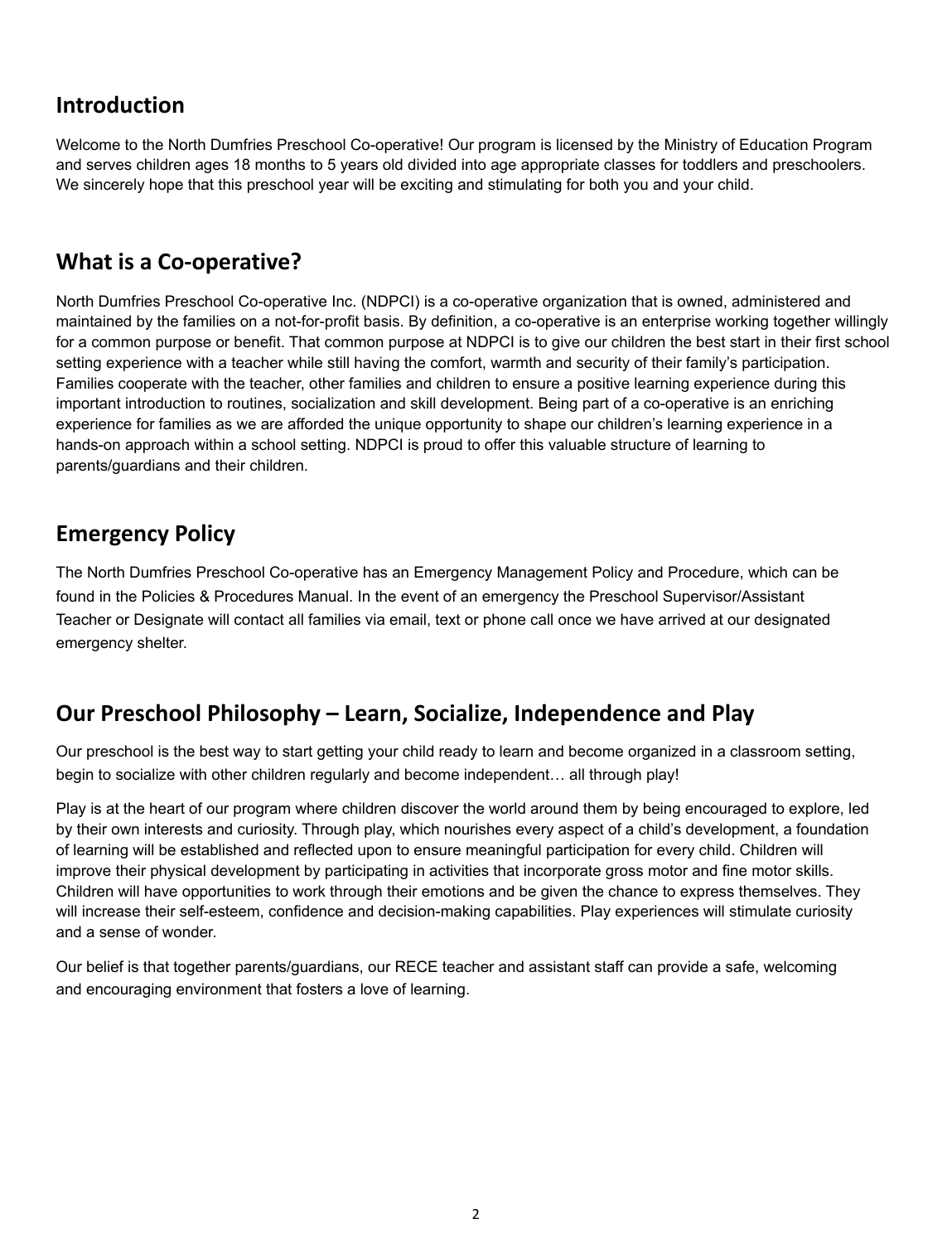## Introduction

Welcome to the North Dumfries Preschool Co-operative! Our program is licensed by the Ministry of Education Program and serves children ages 18 months to 5 years old divided into age appropriate classes for toddlers and preschoolers. We sincerely hope that this preschool year will be exciting and stimulating for both you and your child.

## What is a Co-operative?

North Dumfries Preschool Co-operative Inc. (NDPCI) is a co-operative organization that is owned, administered and maintained by the families on a not-for-profit basis. By definition, a co-operative is an enterprise working together willingly for a common purpose or benefit. That common purpose at NDPCI is to give our children the best start in their first school setting experience with a teacher while still having the comfort, warmth and security of their family's participation. Families cooperate with the teacher, other families and children to ensure a positive learning experience during this important introduction to routines, socialization and skill development. Being part of a co-operative is an enriching experience for families as we are afforded the unique opportunity to shape our children's learning experience in a hands-on approach within a school setting. NDPCI is proud to offer this valuable structure of learning to parents/guardians and their children.

## Emergency Policy

The North Dumfries Preschool Co-operative has an Emergency Management Policy and Procedure, which can be found in the Policies & Procedures Manual. In the event of an emergency the Preschool Supervisor/Assistant Teacher or Designate will contact all families via email, text or phone call once we have arrived at our designated emergency shelter.

## Our Preschool Philosophy – Learn, Socialize, Independence and Play

Our preschool is the best way to start getting your child ready to learn and become organized in a classroom setting, begin to socialize with other children regularly and become independent… all through play!

Play is at the heart of our program where children discover the world around them by being encouraged to explore, led by their own interests and curiosity. Through play, which nourishes every aspect of a child's development, a foundation of learning will be established and reflected upon to ensure meaningful participation for every child. Children will improve their physical development by participating in activities that incorporate gross motor and fine motor skills. Children will have opportunities to work through their emotions and be given the chance to express themselves. They will increase their self-esteem, confidence and decision-making capabilities. Play experiences will stimulate curiosity and a sense of wonder.

Our belief is that together parents/guardians, our RECE teacher and assistant staff can provide a safe, welcoming and encouraging environment that fosters a love of learning.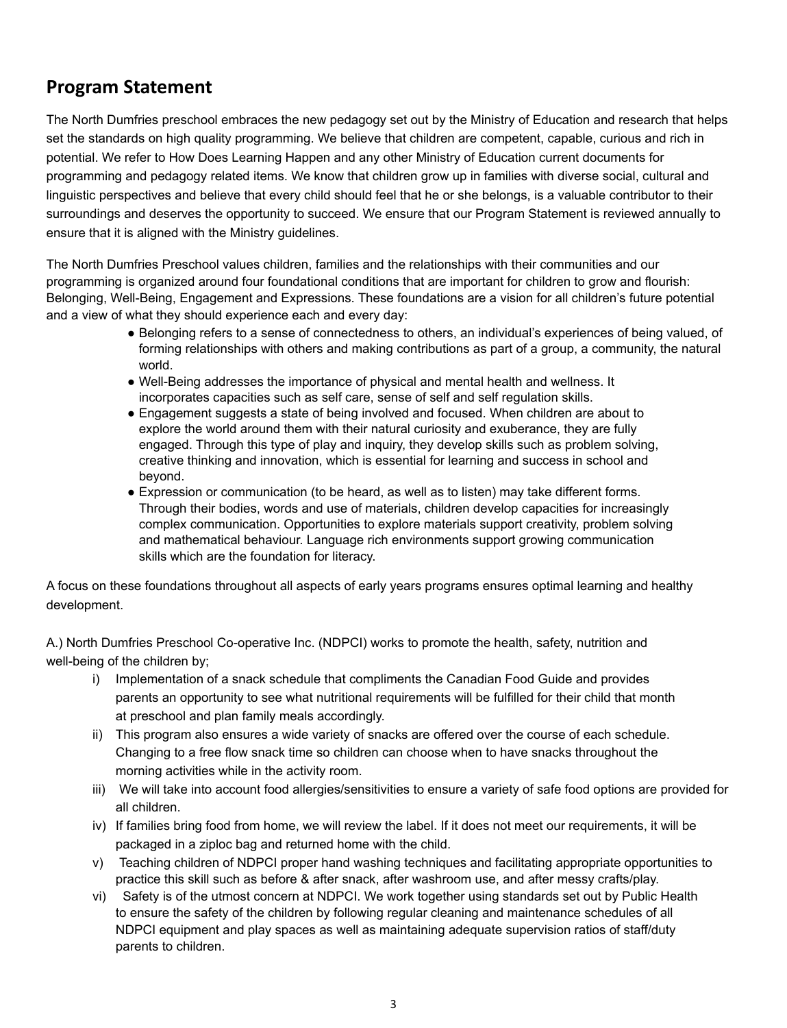## Program Statement

The North Dumfries preschool embraces the new pedagogy set out by the Ministry of Education and research that helps set the standards on high quality programming. We believe that children are competent, capable, curious and rich in potential. We refer to How Does Learning Happen and any other Ministry of Education current documents for programming and pedagogy related items. We know that children grow up in families with diverse social, cultural and linguistic perspectives and believe that every child should feel that he or she belongs, is a valuable contributor to their surroundings and deserves the opportunity to succeed. We ensure that our Program Statement is reviewed annually to ensure that it is aligned with the Ministry guidelines.

The North Dumfries Preschool values children, families and the relationships with their communities and our programming is organized around four foundational conditions that are important for children to grow and flourish: Belonging, Well-Being, Engagement and Expressions. These foundations are a vision for all children's future potential and a view of what they should experience each and every day:

- Belonging refers to a sense of connectedness to others, an individual's experiences of being valued, of forming relationships with others and making contributions as part of a group, a community, the natural world.
- Well-Being addresses the importance of physical and mental health and wellness. It incorporates capacities such as self care, sense of self and self regulation skills.
- Engagement suggests a state of being involved and focused. When children are about to explore the world around them with their natural curiosity and exuberance, they are fully engaged. Through this type of play and inquiry, they develop skills such as problem solving, creative thinking and innovation, which is essential for learning and success in school and beyond.
- Expression or communication (to be heard, as well as to listen) may take different forms. Through their bodies, words and use of materials, children develop capacities for increasingly complex communication. Opportunities to explore materials support creativity, problem solving and mathematical behaviour. Language rich environments support growing communication skills which are the foundation for literacy.

A focus on these foundations throughout all aspects of early years programs ensures optimal learning and healthy development.

A.) North Dumfries Preschool Co-operative Inc. (NDPCI) works to promote the health, safety, nutrition and well-being of the children by;

i) Implementation of a snack schedule that compliments the Canadian Food Guide and provides parents an opportunity to see what nutritional requirements will be fulfilled for their child that month at preschool and plan family meals accordingly.

ii) This program also ensures a wide variety of snacks are offered over the course of each schedule. Changing to a free flow snack time so children can choose when to have snacks throughout the morning activities while in the activity room.

iii) We will take into account food allergies/sensitivities to ensure a variety of safe food options are provided for all children.

iv) If families bring food from home, we will review the label. If it does not meet our requirements, it will be packaged in a ziploc bag and returned home with the child.

v) Teaching children of NDPCI proper hand washing techniques and facilitating appropriate opportunities to practice this skill such as before & after snack, after washroom use, and after messy crafts/play.

vi) Safety is of the utmost concern at NDPCI. We work together using standards set out by Public Health to ensure the safety of the children by following regular cleaning and maintenance schedules of all NDPCI equipment and play spaces as well as maintaining adequate supervision ratios of staff/duty parents to children.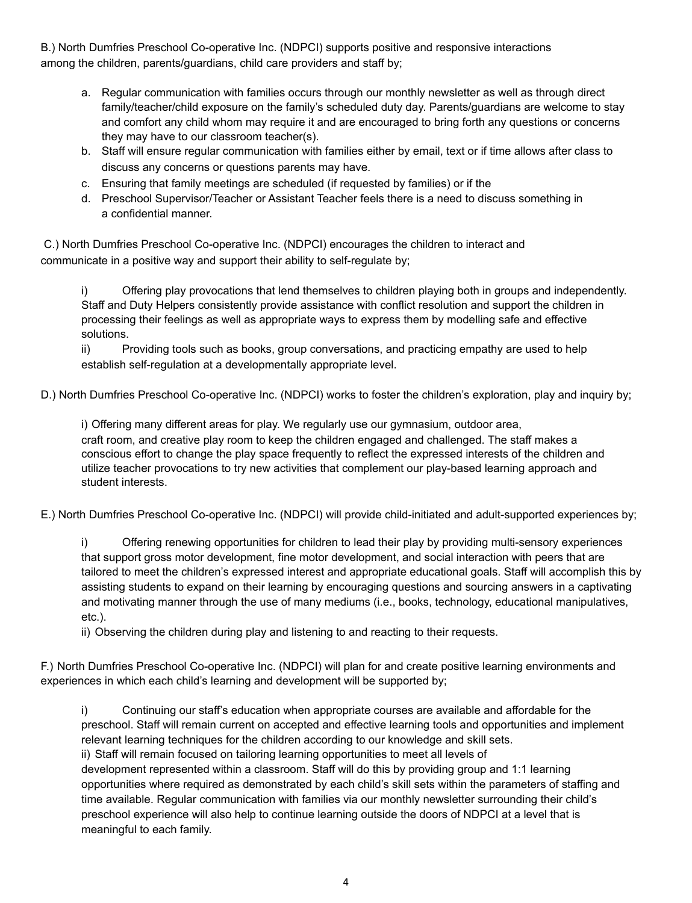B.) North Dumfries Preschool Co-operative Inc. (NDPCI) supports positive and responsive interactions among the children, parents/guardians, child care providers and staff by;

a. Regular communication with families occurs through our monthly newsletter as well as through direct family/teacher/child exposure on the family's scheduled duty day. Parents/guardians are welcome to stay and comfort any child whom may require it and are encouraged to bring forth any questions or concerns they may have to our classroom teacher(s).
b. Staff will ensure regular communication with families either by email, text or if time allows after class to discuss any concerns or questions parents may have.
c. Ensuring that family meetings are scheduled (if requested by families) or if the
d. Preschool Supervisor/Teacher or Assistant Teacher feels there is a need to discuss something in a confidential manner.

C.) North Dumfries Preschool Co-operative Inc. (NDPCI) encourages the children to interact and communicate in a positive way and support their ability to self-regulate by;

i) Offering play provocations that lend themselves to children playing both in groups and independently. Staff and Duty Helpers consistently provide assistance with conflict resolution and support the children in processing their feelings as well as appropriate ways to express them by modelling safe and effective solutions.

ii) Providing tools such as books, group conversations, and practicing empathy are used to help establish self-regulation at a developmentally appropriate level.

D.) North Dumfries Preschool Co-operative Inc. (NDPCI) works to foster the children's exploration, play and inquiry by;

i) Offering many different areas for play. We regularly use our gymnasium, outdoor area, craft room, and creative play room to keep the children engaged and challenged. The staff makes a conscious effort to change the play space frequently to reflect the expressed interests of the children and utilize teacher provocations to try new activities that complement our play-based learning approach and student interests.

E.) North Dumfries Preschool Co-operative Inc. (NDPCI) will provide child-initiated and adult-supported experiences by;

i) Offering renewing opportunities for children to lead their play by providing multi-sensory experiences that support gross motor development, fine motor development, and social interaction with peers that are tailored to meet the children's expressed interest and appropriate educational goals. Staff will accomplish this by assisting students to expand on their learning by encouraging questions and sourcing answers in a captivating and motivating manner through the use of many mediums (i.e., books, technology, educational manipulatives, etc.).

ii) Observing the children during play and listening to and reacting to their requests.

F.) North Dumfries Preschool Co-operative Inc. (NDPCI) will plan for and create positive learning environments and experiences in which each child's learning and development will be supported by;

i) Continuing our staff's education when appropriate courses are available and affordable for the preschool. Staff will remain current on accepted and effective learning tools and opportunities and implement relevant learning techniques for the children according to our knowledge and skill sets.

ii) Staff will remain focused on tailoring learning opportunities to meet all levels of development represented within a classroom. Staff will do this by providing group and 1:1 learning opportunities where required as demonstrated by each child's skill sets within the parameters of staffing and time available. Regular communication with families via our monthly newsletter surrounding their child's preschool experience will also help to continue learning outside the doors of NDPCI at a level that is meaningful to each family.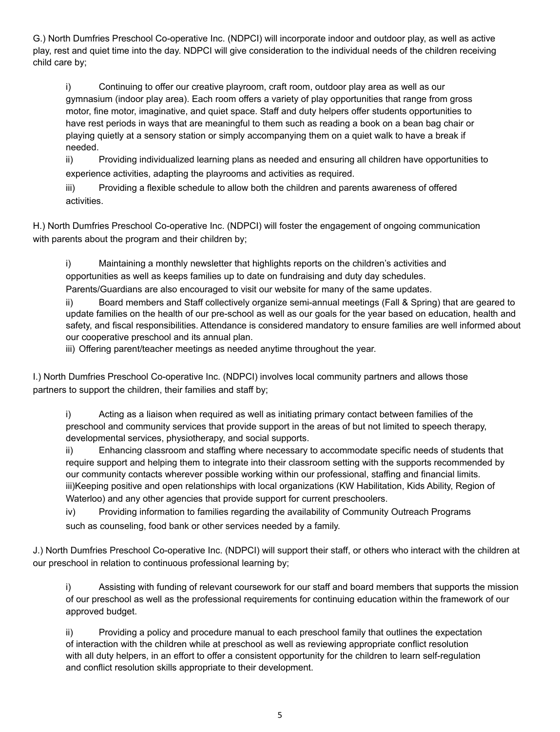G.) North Dumfries Preschool Co-operative Inc. (NDPCI) will incorporate indoor and outdoor play, as well as active play, rest and quiet time into the day. NDPCI will give consideration to the individual needs of the children receiving child care by;

i) Continuing to offer our creative playroom, craft room, outdoor play area as well as our gymnasium (indoor play area). Each room offers a variety of play opportunities that range from gross motor, fine motor, imaginative, and quiet space. Staff and duty helpers offer students opportunities to have rest periods in ways that are meaningful to them such as reading a book on a bean bag chair or playing quietly at a sensory station or simply accompanying them on a quiet walk to have a break if needed.

ii) Providing individualized learning plans as needed and ensuring all children have opportunities to experience activities, adapting the playrooms and activities as required.

iii) Providing a flexible schedule to allow both the children and parents awareness of offered activities.

H.) North Dumfries Preschool Co-operative Inc. (NDPCI) will foster the engagement of ongoing communication with parents about the program and their children by;

i) Maintaining a monthly newsletter that highlights reports on the children's activities and opportunities as well as keeps families up to date on fundraising and duty day schedules. Parents/Guardians are also encouraged to visit our website for many of the same updates.

ii) Board members and Staff collectively organize semi-annual meetings (Fall & Spring) that are geared to update families on the health of our pre-school as well as our goals for the year based on education, health and safety, and fiscal responsibilities. Attendance is considered mandatory to ensure families are well informed about our cooperative preschool and its annual plan.

iii) Offering parent/teacher meetings as needed anytime throughout the year.

I.) North Dumfries Preschool Co-operative Inc. (NDPCI) involves local community partners and allows those partners to support the children, their families and staff by;

i) Acting as a liaison when required as well as initiating primary contact between families of the preschool and community services that provide support in the areas of but not limited to speech therapy, developmental services, physiotherapy, and social supports.

ii) Enhancing classroom and staffing where necessary to accommodate specific needs of students that require support and helping them to integrate into their classroom setting with the supports recommended by our community contacts wherever possible working within our professional, staffing and financial limits.

iii)Keeping positive and open relationships with local organizations (KW Habilitation, Kids Ability, Region of Waterloo) and any other agencies that provide support for current preschoolers.

iv) Providing information to families regarding the availability of Community Outreach Programs such as counseling, food bank or other services needed by a family.

J.) North Dumfries Preschool Co-operative Inc. (NDPCI) will support their staff, or others who interact with the children at our preschool in relation to continuous professional learning by;

i) Assisting with funding of relevant coursework for our staff and board members that supports the mission of our preschool as well as the professional requirements for continuing education within the framework of our approved budget.

ii) Providing a policy and procedure manual to each preschool family that outlines the expectation of interaction with the children while at preschool as well as reviewing appropriate conflict resolution with all duty helpers, in an effort to offer a consistent opportunity for the children to learn self-regulation and conflict resolution skills appropriate to their development.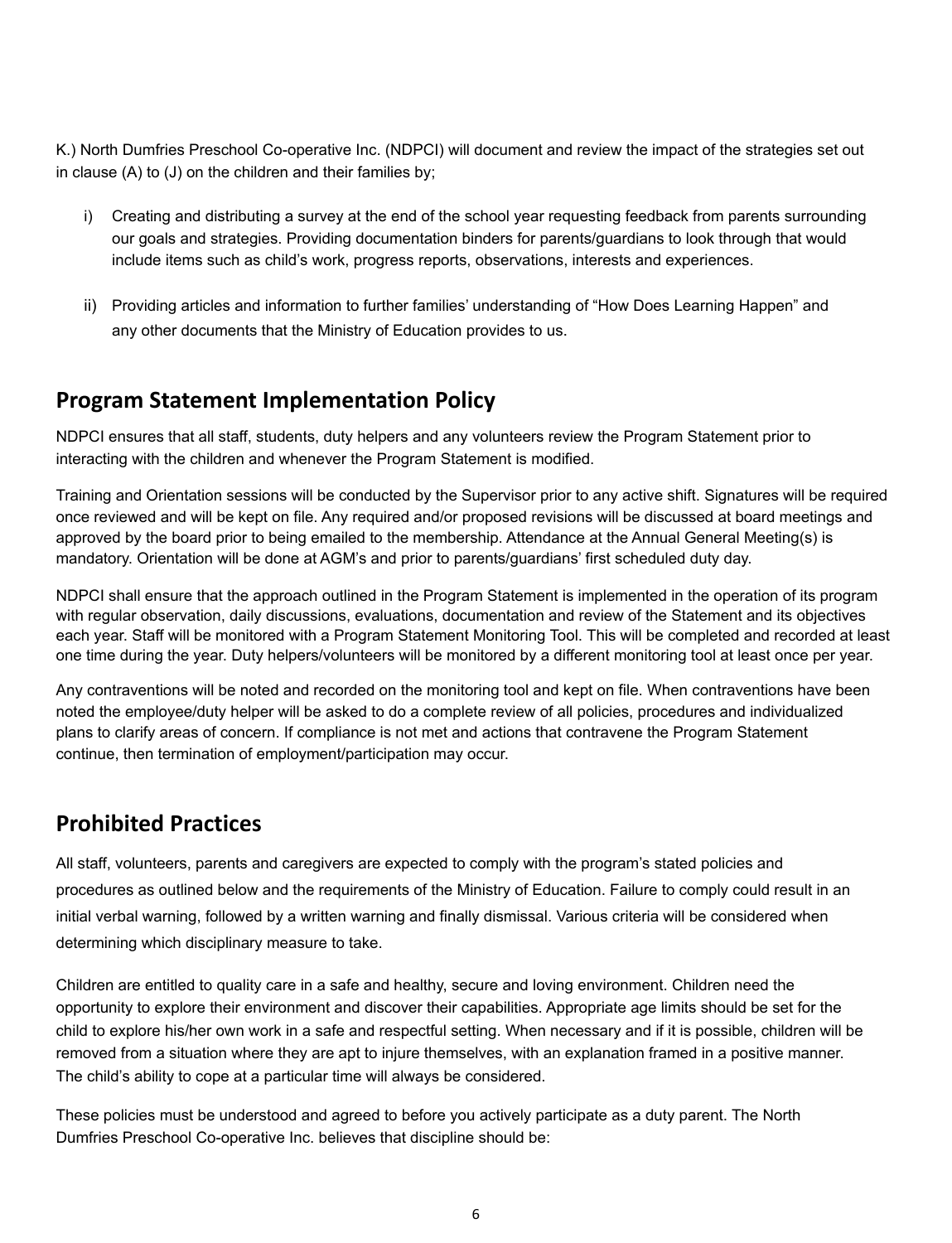K.) North Dumfries Preschool Co-operative Inc. (NDPCI) will document and review the impact of the strategies set out in clause (A) to (J) on the children and their families by;

i) Creating and distributing a survey at the end of the school year requesting feedback from parents surrounding our goals and strategies. Providing documentation binders for parents/guardians to look through that would include items such as child's work, progress reports, observations, interests and experiences.

ii) Providing articles and information to further families' understanding of "How Does Learning Happen" and any other documents that the Ministry of Education provides to us.

## Program Statement Implementation Policy

NDPCI ensures that all staff, students, duty helpers and any volunteers review the Program Statement prior to interacting with the children and whenever the Program Statement is modified.

Training and Orientation sessions will be conducted by the Supervisor prior to any active shift. Signatures will be required once reviewed and will be kept on file. Any required and/or proposed revisions will be discussed at board meetings and approved by the board prior to being emailed to the membership. Attendance at the Annual General Meeting(s) is mandatory. Orientation will be done at AGM's and prior to parents/guardians' first scheduled duty day.

NDPCI shall ensure that the approach outlined in the Program Statement is implemented in the operation of its program with regular observation, daily discussions, evaluations, documentation and review of the Statement and its objectives each year. Staff will be monitored with a Program Statement Monitoring Tool. This will be completed and recorded at least one time during the year. Duty helpers/volunteers will be monitored by a different monitoring tool at least once per year.

Any contraventions will be noted and recorded on the monitoring tool and kept on file. When contraventions have been noted the employee/duty helper will be asked to do a complete review of all policies, procedures and individualized plans to clarify areas of concern. If compliance is not met and actions that contravene the Program Statement continue, then termination of employment/participation may occur.

## Prohibited Practices

All staff, volunteers, parents and caregivers are expected to comply with the program's stated policies and procedures as outlined below and the requirements of the Ministry of Education. Failure to comply could result in an initial verbal warning, followed by a written warning and finally dismissal. Various criteria will be considered when determining which disciplinary measure to take.

Children are entitled to quality care in a safe and healthy, secure and loving environment. Children need the opportunity to explore their environment and discover their capabilities. Appropriate age limits should be set for the child to explore his/her own work in a safe and respectful setting. When necessary and if it is possible, children will be removed from a situation where they are apt to injure themselves, with an explanation framed in a positive manner. The child's ability to cope at a particular time will always be considered.

These policies must be understood and agreed to before you actively participate as a duty parent. The North Dumfries Preschool Co-operative Inc. believes that discipline should be: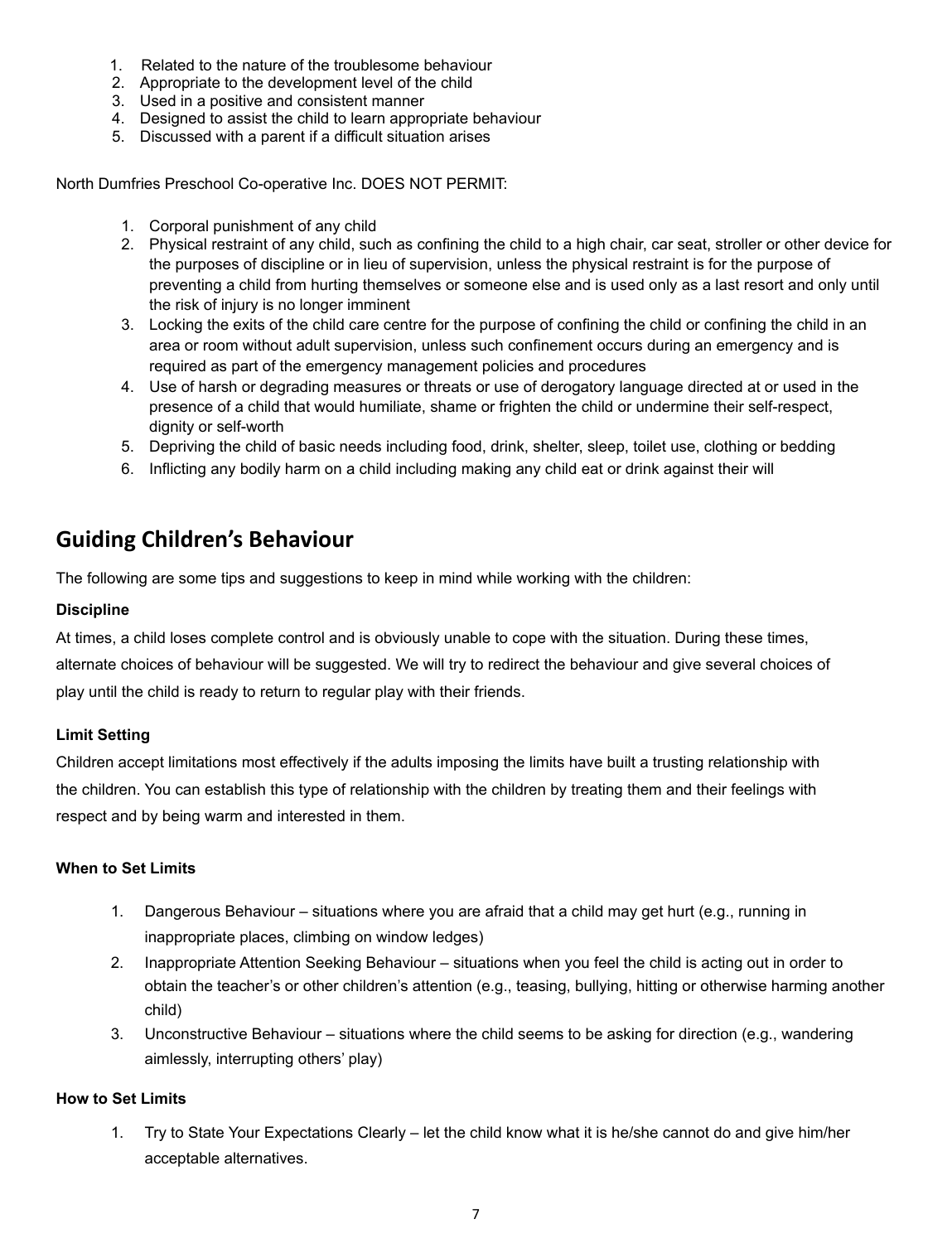1. Related to the nature of the troublesome behaviour
2. Appropriate to the development level of the child
3. Used in a positive and consistent manner
4. Designed to assist the child to learn appropriate behaviour
5. Discussed with a parent if a difficult situation arises

North Dumfries Preschool Co-operative Inc. DOES NOT PERMIT:

1. Corporal punishment of any child
2. Physical restraint of any child, such as confining the child to a high chair, car seat, stroller or other device for the purposes of discipline or in lieu of supervision, unless the physical restraint is for the purpose of preventing a child from hurting themselves or someone else and is used only as a last resort and only until the risk of injury is no longer imminent
3. Locking the exits of the child care centre for the purpose of confining the child or confining the child in an area or room without adult supervision, unless such confinement occurs during an emergency and is required as part of the emergency management policies and procedures
4. Use of harsh or degrading measures or threats or use of derogatory language directed at or used in the presence of a child that would humiliate, shame or frighten the child or undermine their self-respect, dignity or self-worth
5. Depriving the child of basic needs including food, drink, shelter, sleep, toilet use, clothing or bedding
6. Inflicting any bodily harm on a child including making any child eat or drink against their will

## Guiding Children's Behaviour

The following are some tips and suggestions to keep in mind while working with the children:

**Discipline**

At times, a child loses complete control and is obviously unable to cope with the situation. During these times, alternate choices of behaviour will be suggested. We will try to redirect the behaviour and give several choices of play until the child is ready to return to regular play with their friends.

**Limit Setting**

Children accept limitations most effectively if the adults imposing the limits have built a trusting relationship with the children. You can establish this type of relationship with the children by treating them and their feelings with respect and by being warm and interested in them.

**When to Set Limits**

1. Dangerous Behaviour – situations where you are afraid that a child may get hurt (e.g., running in inappropriate places, climbing on window ledges)
2. Inappropriate Attention Seeking Behaviour – situations when you feel the child is acting out in order to obtain the teacher's or other children's attention (e.g., teasing, bullying, hitting or otherwise harming another child)
3. Unconstructive Behaviour – situations where the child seems to be asking for direction (e.g., wandering aimlessly, interrupting others' play)

**How to Set Limits**

1. Try to State Your Expectations Clearly – let the child know what it is he/she cannot do and give him/her acceptable alternatives.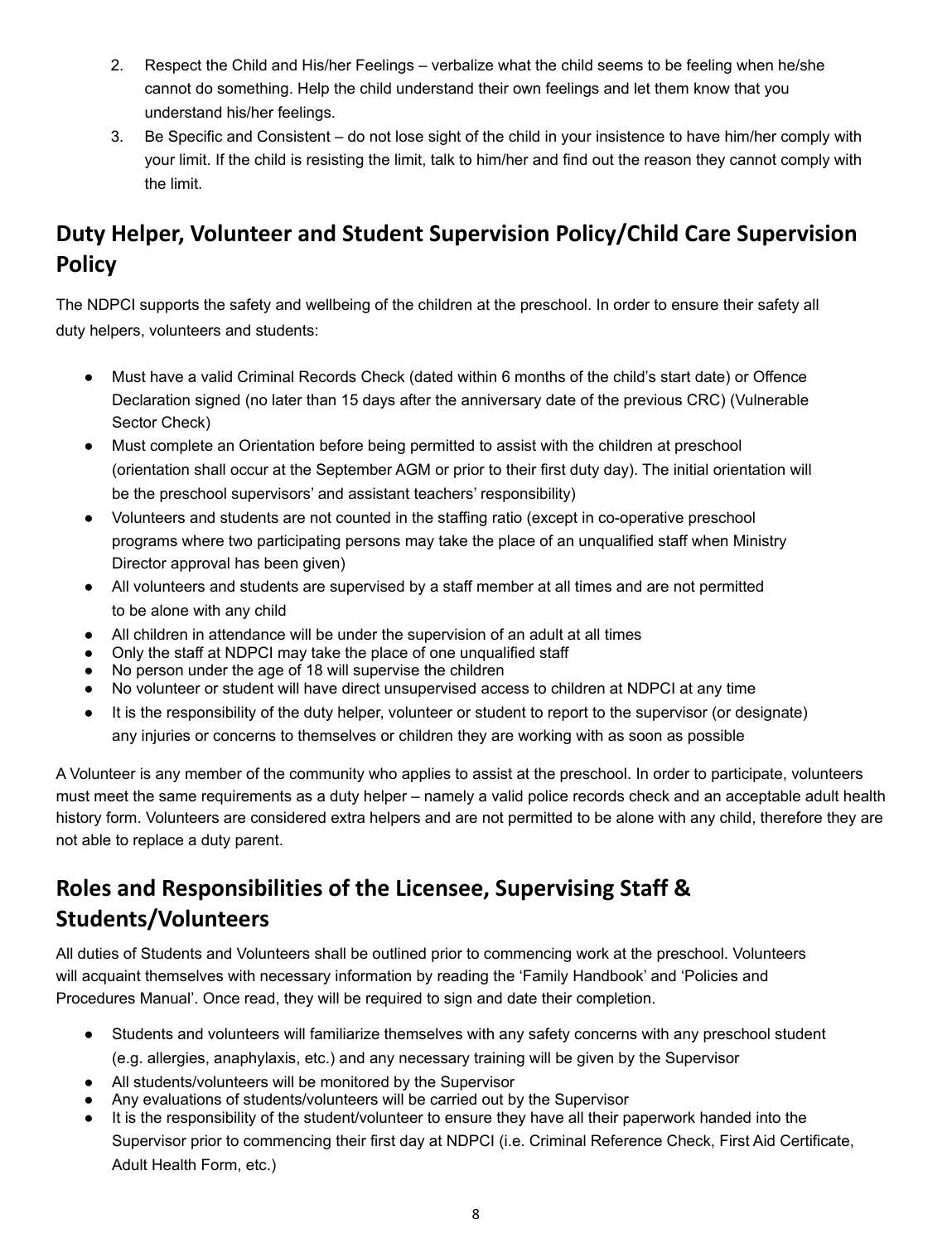2. Respect the Child and His/her Feelings – verbalize what the child seems to be feeling when he/she cannot do something. Help the child understand their own feelings and let them know that you understand his/her feelings.
3. Be Specific and Consistent – do not lose sight of the child in your insistence to have him/her comply with your limit. If the child is resisting the limit, talk to him/her and find out the reason they cannot comply with the limit.

## Duty Helper, Volunteer and Student Supervision Policy/Child Care Supervision Policy

The NDPCI supports the safety and wellbeing of the children at the preschool. In order to ensure their safety all duty helpers, volunteers and students:

- Must have a valid Criminal Records Check (dated within 6 months of the child's start date) or Offence Declaration signed (no later than 15 days after the anniversary date of the previous CRC) (Vulnerable Sector Check)
- Must complete an Orientation before being permitted to assist with the children at preschool (orientation shall occur at the September AGM or prior to their first duty day). The initial orientation will be the preschool supervisors' and assistant teachers' responsibility)
- Volunteers and students are not counted in the staffing ratio (except in co-operative preschool programs where two participating persons may take the place of an unqualified staff when Ministry Director approval has been given)
- All volunteers and students are supervised by a staff member at all times and are not permitted to be alone with any child
- All children in attendance will be under the supervision of an adult at all times
- Only the staff at NDPCI may take the place of one unqualified staff
- No person under the age of 18 will supervise the children
- No volunteer or student will have direct unsupervised access to children at NDPCI at any time
- It is the responsibility of the duty helper, volunteer or student to report to the supervisor (or designate) any injuries or concerns to themselves or children they are working with as soon as possible

A Volunteer is any member of the community who applies to assist at the preschool. In order to participate, volunteers must meet the same requirements as a duty helper – namely a valid police records check and an acceptable adult health history form. Volunteers are considered extra helpers and are not permitted to be alone with any child, therefore they are not able to replace a duty parent.

## Roles and Responsibilities of the Licensee, Supervising Staff & Students/Volunteers

All duties of Students and Volunteers shall be outlined prior to commencing work at the preschool. Volunteers will acquaint themselves with necessary information by reading the 'Family Handbook' and 'Policies and Procedures Manual'. Once read, they will be required to sign and date their completion.

- Students and volunteers will familiarize themselves with any safety concerns with any preschool student (e.g. allergies, anaphylaxis, etc.) and any necessary training will be given by the Supervisor
- All students/volunteers will be monitored by the Supervisor
- Any evaluations of students/volunteers will be carried out by the Supervisor
- It is the responsibility of the student/volunteer to ensure they have all their paperwork handed into the Supervisor prior to commencing their first day at NDPCI (i.e. Criminal Reference Check, First Aid Certificate, Adult Health Form, etc.)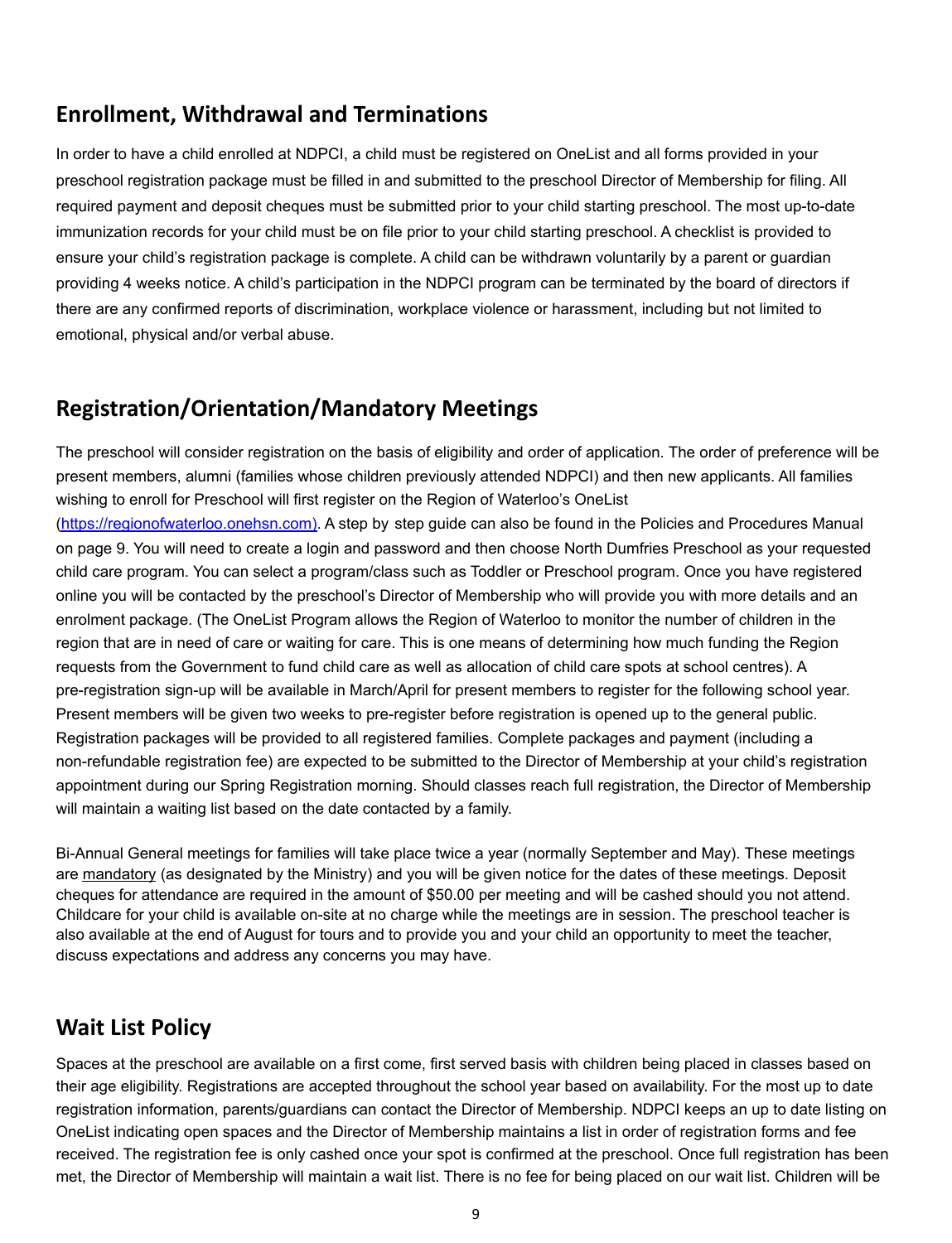## Enrollment, Withdrawal and Terminations

In order to have a child enrolled at NDPCI, a child must be registered on OneList and all forms provided in your preschool registration package must be filled in and submitted to the preschool Director of Membership for filing. All required payment and deposit cheques must be submitted prior to your child starting preschool. The most up-to-date immunization records for your child must be on file prior to your child starting preschool. A checklist is provided to ensure your child's registration package is complete. A child can be withdrawn voluntarily by a parent or guardian providing 4 weeks notice. A child's participation in the NDPCI program can be terminated by the board of directors if there are any confirmed reports of discrimination, workplace violence or harassment, including but not limited to emotional, physical and/or verbal abuse.

## Registration/Orientation/Mandatory Meetings

The preschool will consider registration on the basis of eligibility and order of application. The order of preference will be present members, alumni (families whose children previously attended NDPCI) and then new applicants. All families wishing to enroll for Preschool will first register on the Region of Waterloo's OneList ([https://regionofwaterloo.onehsn.com)](https://regionofwaterloo.onehsn.com). A step by step guide can also be found in the Policies and Procedures Manual on page 9. You will need to create a login and password and then choose North Dumfries Preschool as your requested child care program. You can select a program/class such as Toddler or Preschool program. Once you have registered online you will be contacted by the preschool's Director of Membership who will provide you with more details and an enrolment package. (The OneList Program allows the Region of Waterloo to monitor the number of children in the region that are in need of care or waiting for care. This is one means of determining how much funding the Region requests from the Government to fund child care as well as allocation of child care spots at school centres). A pre-registration sign-up will be available in March/April for present members to register for the following school year. Present members will be given two weeks to pre-register before registration is opened up to the general public. Registration packages will be provided to all registered families. Complete packages and payment (including a non-refundable registration fee) are expected to be submitted to the Director of Membership at your child's registration appointment during our Spring Registration morning. Should classes reach full registration, the Director of Membership will maintain a waiting list based on the date contacted by a family.

Bi-Annual General meetings for families will take place twice a year (normally September and May). These meetings are mandatory (as designated by the Ministry) and you will be given notice for the dates of these meetings. Deposit cheques for attendance are required in the amount of $50.00 per meeting and will be cashed should you not attend. Childcare for your child is available on-site at no charge while the meetings are in session. The preschool teacher is also available at the end of August for tours and to provide you and your child an opportunity to meet the teacher, discuss expectations and address any concerns you may have.

## Wait List Policy

Spaces at the preschool are available on a first come, first served basis with children being placed in classes based on their age eligibility. Registrations are accepted throughout the school year based on availability. For the most up to date registration information, parents/guardians can contact the Director of Membership. NDPCI keeps an up to date listing on OneList indicating open spaces and the Director of Membership maintains a list in order of registration forms and fee received. The registration fee is only cashed once your spot is confirmed at the preschool. Once full registration has been met, the Director of Membership will maintain a wait list. There is no fee for being placed on our wait list. Children will be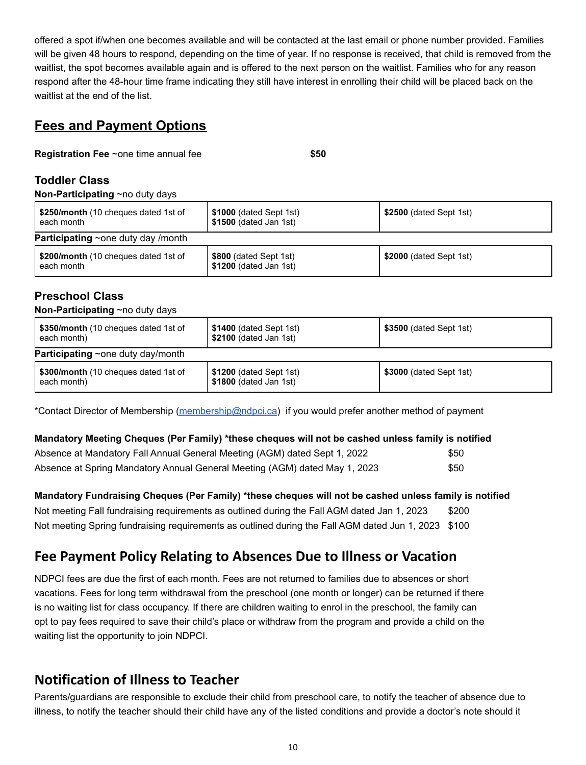offered a spot if/when one becomes available and will be contacted at the last email or phone number provided. Families will be given 48 hours to respond, depending on the time of year. If no response is received, that child is removed from the waitlist, the spot becomes available again and is offered to the next person on the waitlist. Families who for any reason respond after the 48-hour time frame indicating they still have interest in enrolling their child will be placed back on the waitlist at the end of the list.

## Fees and Payment Options

**Registration Fee** ~one time annual fee **$50**

### Toddler Class

**Non-Participating** ~no duty days

| | | |
|---|---|---|
| **$250/month** (10 cheques dated 1st of each month | **$1000** (dated Sept 1st) **$1500** (dated Jan 1st) | **$2500** (dated Sept 1st) |

**Participating** ~one duty day /month

| | | |
|---|---|---|
| **$200/month** (10 cheques dated 1st of each month | **$800** (dated Sept 1st) **$1200** (dated Jan 1st) | **$2000** (dated Sept 1st) |

### Preschool Class

**Non-Participating** ~no duty days

| | | |
|---|---|---|
| **$350/month** (10 cheques dated 1st of each month) | **$1400** (dated Sept 1st) **$2100** (dated Jan 1st) | **$3500** (dated Sept 1st) |

**Participating** ~one duty day/month

| | | |
|---|---|---|
| **$300/month** (10 cheques dated 1st of each month) | **$1200** (dated Sept 1st) **$1800** (dated Jan 1st) | **$3000** (dated Sept 1st) |

*Contact Director of Membership (membership@ndpci.ca) if you would prefer another method of payment

**Mandatory Meeting Cheques (Per Family) *these cheques will not be cashed unless family is notified**

Absence at Mandatory Fall Annual General Meeting (AGM) dated Sept 1, 2022 $50

Absence at Spring Mandatory Annual General Meeting (AGM) dated May 1, 2023 $50

**Mandatory Fundraising Cheques (Per Family) *these cheques will not be cashed unless family is notified**

Not meeting Fall fundraising requirements as outlined during the Fall AGM dated Jan 1, 2023 $200

Not meeting Spring fundraising requirements as outlined during the Fall AGM dated Jun 1, 2023 $100

## Fee Payment Policy Relating to Absences Due to Illness or Vacation

NDPCI fees are due the first of each month. Fees are not returned to families due to absences or short vacations. Fees for long term withdrawal from the preschool (one month or longer) can be returned if there is no waiting list for class occupancy. If there are children waiting to enrol in the preschool, the family can opt to pay fees required to save their child's place or withdraw from the program and provide a child on the waiting list the opportunity to join NDPCI.

## Notification of Illness to Teacher

Parents/guardians are responsible to exclude their child from preschool care, to notify the teacher of absence due to illness, to notify the teacher should their child have any of the listed conditions and provide a doctor's note should it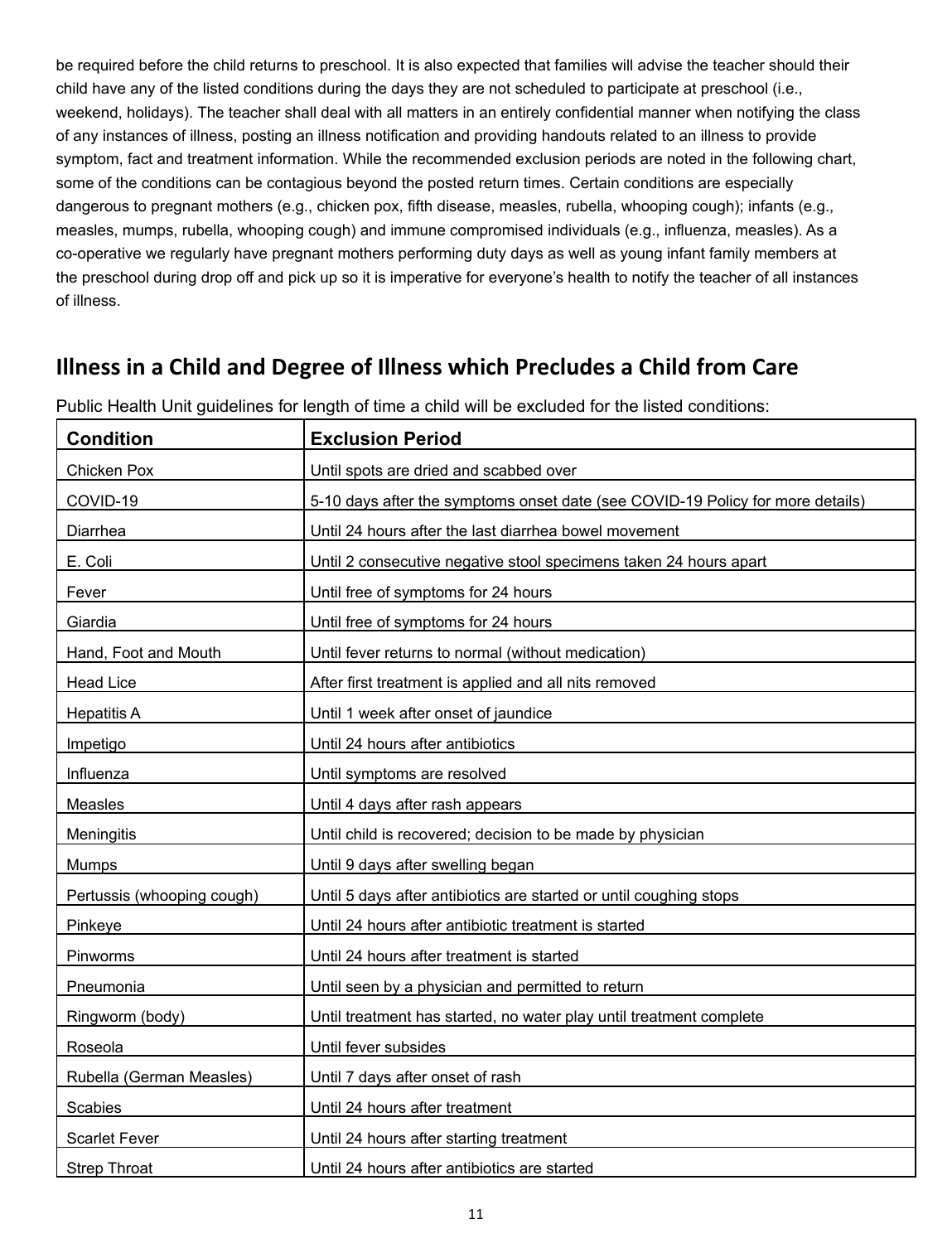be required before the child returns to preschool. It is also expected that families will advise the teacher should their child have any of the listed conditions during the days they are not scheduled to participate at preschool (i.e., weekend, holidays). The teacher shall deal with all matters in an entirely confidential manner when notifying the class of any instances of illness, posting an illness notification and providing handouts related to an illness to provide symptom, fact and treatment information. While the recommended exclusion periods are noted in the following chart, some of the conditions can be contagious beyond the posted return times. Certain conditions are especially dangerous to pregnant mothers (e.g., chicken pox, fifth disease, measles, rubella, whooping cough); infants (e.g., measles, mumps, rubella, whooping cough) and immune compromised individuals (e.g., influenza, measles). As a co-operative we regularly have pregnant mothers performing duty days as well as young infant family members at the preschool during drop off and pick up so it is imperative for everyone's health to notify the teacher of all instances of illness.

## Illness in a Child and Degree of Illness which Precludes a Child from Care

Public Health Unit guidelines for length of time a child will be excluded for the listed conditions:

| Condition | Exclusion Period |
|---|---|
| Chicken Pox | Until spots are dried and scabbed over |
| COVID-19 | 5-10 days after the symptoms onset date (see COVID-19 Policy for more details) |
| Diarrhea | Until 24 hours after the last diarrhea bowel movement |
| E. Coli | Until 2 consecutive negative stool specimens taken 24 hours apart |
| Fever | Until free of symptoms for 24 hours |
| Giardia | Until free of symptoms for 24 hours |
| Hand, Foot and Mouth | Until fever returns to normal (without medication) |
| Head Lice | After first treatment is applied and all nits removed |
| Hepatitis A | Until 1 week after onset of jaundice |
| Impetigo | Until 24 hours after antibiotics |
| Influenza | Until symptoms are resolved |
| Measles | Until 4 days after rash appears |
| Meningitis | Until child is recovered; decision to be made by physician |
| Mumps | Until 9 days after swelling began |
| Pertussis (whooping cough) | Until 5 days after antibiotics are started or until coughing stops |
| Pinkeye | Until 24 hours after antibiotic treatment is started |
| Pinworms | Until 24 hours after treatment is started |
| Pneumonia | Until seen by a physician and permitted to return |
| Ringworm (body) | Until treatment has started, no water play until treatment complete |
| Roseola | Until fever subsides |
| Rubella (German Measles) | Until 7 days after onset of rash |
| Scabies | Until 24 hours after treatment |
| Scarlet Fever | Until 24 hours after starting treatment |
| Strep Throat | Until 24 hours after antibiotics are started |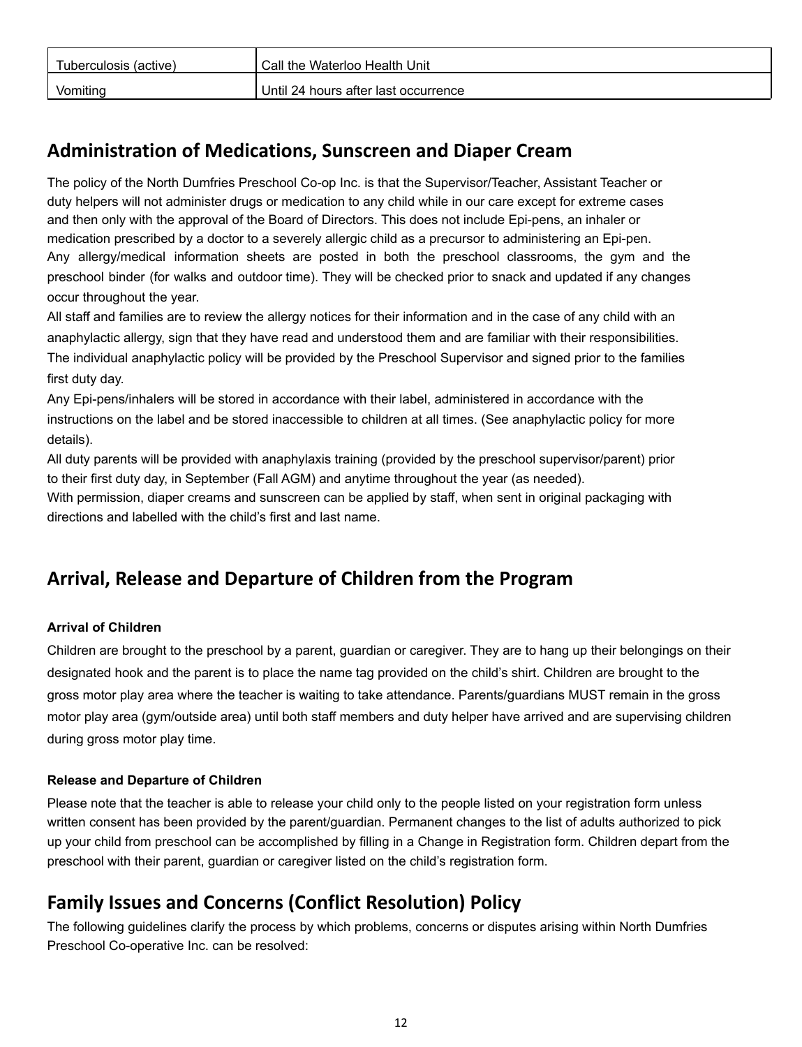| Tuberculosis (active) | Call the Waterloo Health Unit |
|---|---|
| Vomiting | Until 24 hours after last occurrence |

## Administration of Medications, Sunscreen and Diaper Cream

The policy of the North Dumfries Preschool Co-op Inc. is that the Supervisor/Teacher, Assistant Teacher or duty helpers will not administer drugs or medication to any child while in our care except for extreme cases and then only with the approval of the Board of Directors. This does not include Epi-pens, an inhaler or medication prescribed by a doctor to a severely allergic child as a precursor to administering an Epi-pen.
Any allergy/medical information sheets are posted in both the preschool classrooms, the gym and the preschool binder (for walks and outdoor time). They will be checked prior to snack and updated if any changes occur throughout the year.
All staff and families are to review the allergy notices for their information and in the case of any child with an anaphylactic allergy, sign that they have read and understood them and are familiar with their responsibilities.
The individual anaphylactic policy will be provided by the Preschool Supervisor and signed prior to the families first duty day.
Any Epi-pens/inhalers will be stored in accordance with their label, administered in accordance with the instructions on the label and be stored inaccessible to children at all times. (See anaphylactic policy for more details).
All duty parents will be provided with anaphylaxis training (provided by the preschool supervisor/parent) prior to their first duty day, in September (Fall AGM) and anytime throughout the year (as needed).
With permission, diaper creams and sunscreen can be applied by staff, when sent in original packaging with directions and labelled with the child's first and last name.

## Arrival, Release and Departure of Children from the Program

**Arrival of Children**

Children are brought to the preschool by a parent, guardian or caregiver. They are to hang up their belongings on their designated hook and the parent is to place the name tag provided on the child's shirt. Children are brought to the gross motor play area where the teacher is waiting to take attendance. Parents/guardians MUST remain in the gross motor play area (gym/outside area) until both staff members and duty helper have arrived and are supervising children during gross motor play time.

**Release and Departure of Children**

Please note that the teacher is able to release your child only to the people listed on your registration form unless written consent has been provided by the parent/guardian. Permanent changes to the list of adults authorized to pick up your child from preschool can be accomplished by filling in a Change in Registration form. Children depart from the preschool with their parent, guardian or caregiver listed on the child's registration form.

## Family Issues and Concerns (Conflict Resolution) Policy

The following guidelines clarify the process by which problems, concerns or disputes arising within North Dumfries Preschool Co-operative Inc. can be resolved: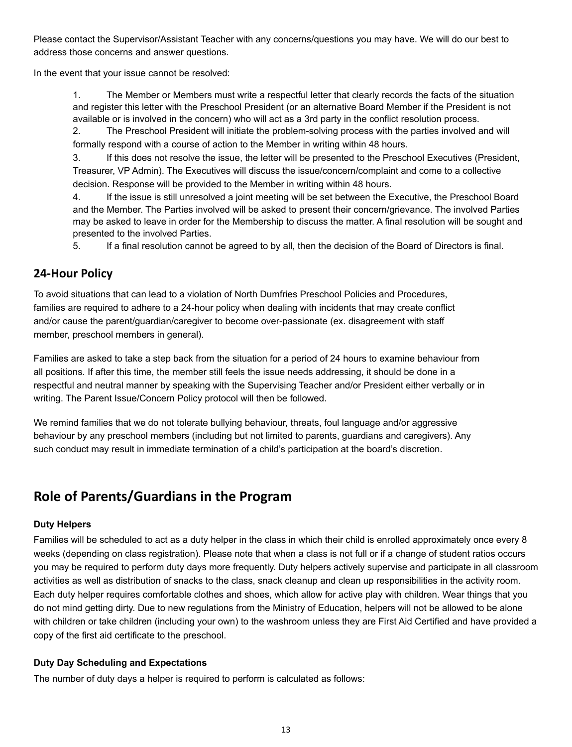Please contact the Supervisor/Assistant Teacher with any concerns/questions you may have. We will do our best to address those concerns and answer questions.

In the event that your issue cannot be resolved:

1. The Member or Members must write a respectful letter that clearly records the facts of the situation and register this letter with the Preschool President (or an alternative Board Member if the President is not available or is involved in the concern) who will act as a 3rd party in the conflict resolution process.
2. The Preschool President will initiate the problem-solving process with the parties involved and will formally respond with a course of action to the Member in writing within 48 hours.
3. If this does not resolve the issue, the letter will be presented to the Preschool Executives (President, Treasurer, VP Admin). The Executives will discuss the issue/concern/complaint and come to a collective decision. Response will be provided to the Member in writing within 48 hours.
4. If the issue is still unresolved a joint meeting will be set between the Executive, the Preschool Board and the Member. The Parties involved will be asked to present their concern/grievance. The involved Parties may be asked to leave in order for the Membership to discuss the matter. A final resolution will be sought and presented to the involved Parties.
5. If a final resolution cannot be agreed to by all, then the decision of the Board of Directors is final.

## 24-Hour Policy

To avoid situations that can lead to a violation of North Dumfries Preschool Policies and Procedures, families are required to adhere to a 24-hour policy when dealing with incidents that may create conflict and/or cause the parent/guardian/caregiver to become over-passionate (ex. disagreement with staff member, preschool members in general).

Families are asked to take a step back from the situation for a period of 24 hours to examine behaviour from all positions. If after this time, the member still feels the issue needs addressing, it should be done in a respectful and neutral manner by speaking with the Supervising Teacher and/or President either verbally or in writing. The Parent Issue/Concern Policy protocol will then be followed.

We remind families that we do not tolerate bullying behaviour, threats, foul language and/or aggressive behaviour by any preschool members (including but not limited to parents, guardians and caregivers). Any such conduct may result in immediate termination of a child's participation at the board's discretion.

# Role of Parents/Guardians in the Program

### Duty Helpers

Families will be scheduled to act as a duty helper in the class in which their child is enrolled approximately once every 8 weeks (depending on class registration). Please note that when a class is not full or if a change of student ratios occurs you may be required to perform duty days more frequently. Duty helpers actively supervise and participate in all classroom activities as well as distribution of snacks to the class, snack cleanup and clean up responsibilities in the activity room. Each duty helper requires comfortable clothes and shoes, which allow for active play with children. Wear things that you do not mind getting dirty. Due to new regulations from the Ministry of Education, helpers will not be allowed to be alone with children or take children (including your own) to the washroom unless they are First Aid Certified and have provided a copy of the first aid certificate to the preschool.

### Duty Day Scheduling and Expectations

The number of duty days a helper is required to perform is calculated as follows: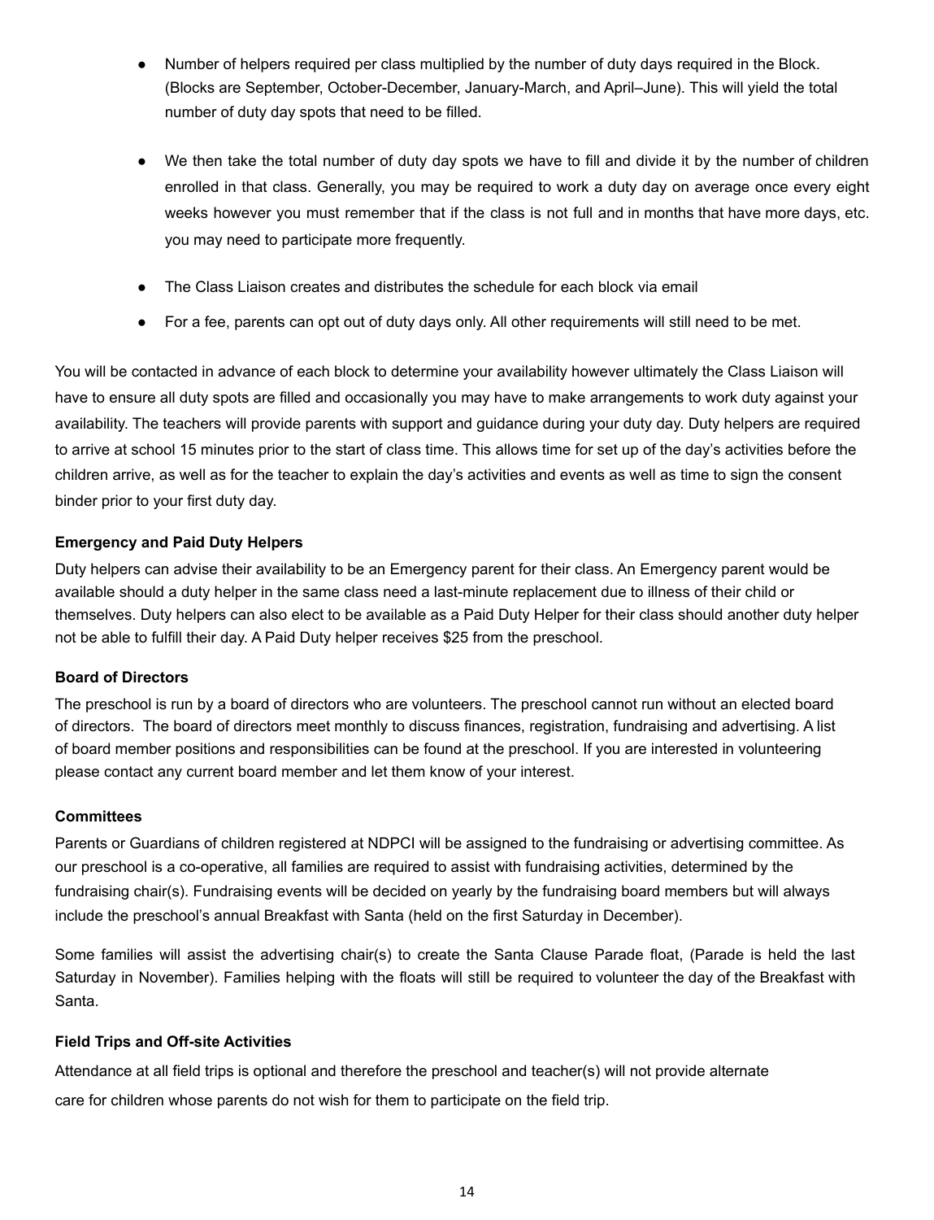- Number of helpers required per class multiplied by the number of duty days required in the Block. (Blocks are September, October-December, January-March, and April–June). This will yield the total number of duty day spots that need to be filled.

- We then take the total number of duty day spots we have to fill and divide it by the number of children enrolled in that class. Generally, you may be required to work a duty day on average once every eight weeks however you must remember that if the class is not full and in months that have more days, etc. you may need to participate more frequently.

- The Class Liaison creates and distributes the schedule for each block via email

- For a fee, parents can opt out of duty days only. All other requirements will still need to be met.

You will be contacted in advance of each block to determine your availability however ultimately the Class Liaison will have to ensure all duty spots are filled and occasionally you may have to make arrangements to work duty against your availability. The teachers will provide parents with support and guidance during your duty day. Duty helpers are required to arrive at school 15 minutes prior to the start of class time. This allows time for set up of the day's activities before the children arrive, as well as for the teacher to explain the day's activities and events as well as time to sign the consent binder prior to your first duty day.

**Emergency and Paid Duty Helpers**

Duty helpers can advise their availability to be an Emergency parent for their class. An Emergency parent would be available should a duty helper in the same class need a last-minute replacement due to illness of their child or themselves. Duty helpers can also elect to be available as a Paid Duty Helper for their class should another duty helper not be able to fulfill their day. A Paid Duty helper receives $25 from the preschool.

**Board of Directors**

The preschool is run by a board of directors who are volunteers. The preschool cannot run without an elected board of directors. The board of directors meet monthly to discuss finances, registration, fundraising and advertising. A list of board member positions and responsibilities can be found at the preschool. If you are interested in volunteering please contact any current board member and let them know of your interest.

**Committees**

Parents or Guardians of children registered at NDPCI will be assigned to the fundraising or advertising committee. As our preschool is a co-operative, all families are required to assist with fundraising activities, determined by the fundraising chair(s). Fundraising events will be decided on yearly by the fundraising board members but will always include the preschool's annual Breakfast with Santa (held on the first Saturday in December).

Some families will assist the advertising chair(s) to create the Santa Clause Parade float, (Parade is held the last Saturday in November). Families helping with the floats will still be required to volunteer the day of the Breakfast with Santa.

**Field Trips and Off-site Activities**

Attendance at all field trips is optional and therefore the preschool and teacher(s) will not provide alternate care for children whose parents do not wish for them to participate on the field trip.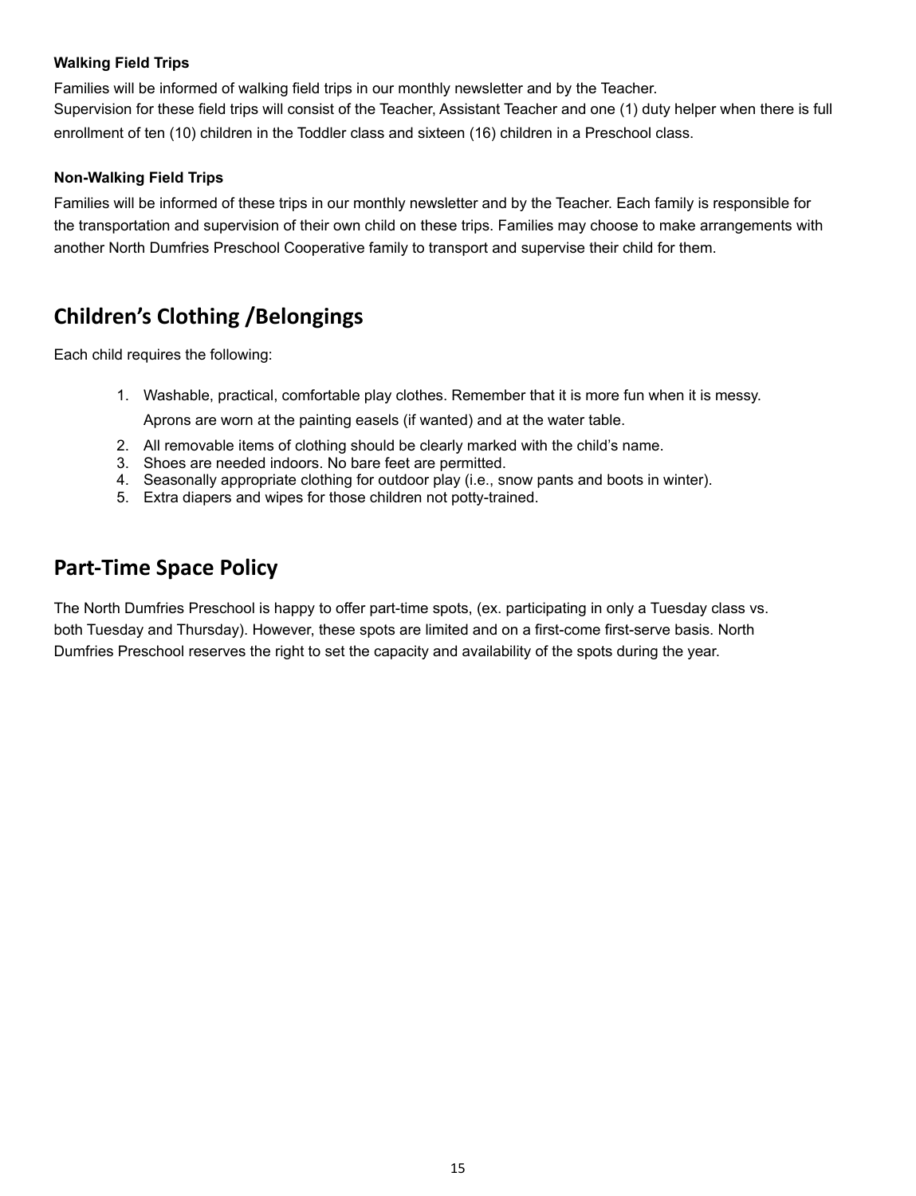### Walking Field Trips

Families will be informed of walking field trips in our monthly newsletter and by the Teacher.
Supervision for these field trips will consist of the Teacher, Assistant Teacher and one (1) duty helper when there is full enrollment of ten (10) children in the Toddler class and sixteen (16) children in a Preschool class.

### Non-Walking Field Trips

Families will be informed of these trips in our monthly newsletter and by the Teacher. Each family is responsible for the transportation and supervision of their own child on these trips. Families may choose to make arrangements with another North Dumfries Preschool Cooperative family to transport and supervise their child for them.

## Children's Clothing /Belongings

Each child requires the following:

1. Washable, practical, comfortable play clothes. Remember that it is more fun when it is messy. Aprons are worn at the painting easels (if wanted) and at the water table.
2. All removable items of clothing should be clearly marked with the child's name.
3. Shoes are needed indoors. No bare feet are permitted.
4. Seasonally appropriate clothing for outdoor play (i.e., snow pants and boots in winter).
5. Extra diapers and wipes for those children not potty-trained.

## Part-Time Space Policy

The North Dumfries Preschool is happy to offer part-time spots, (ex. participating in only a Tuesday class vs. both Tuesday and Thursday). However, these spots are limited and on a first-come first-serve basis. North Dumfries Preschool reserves the right to set the capacity and availability of the spots during the year.